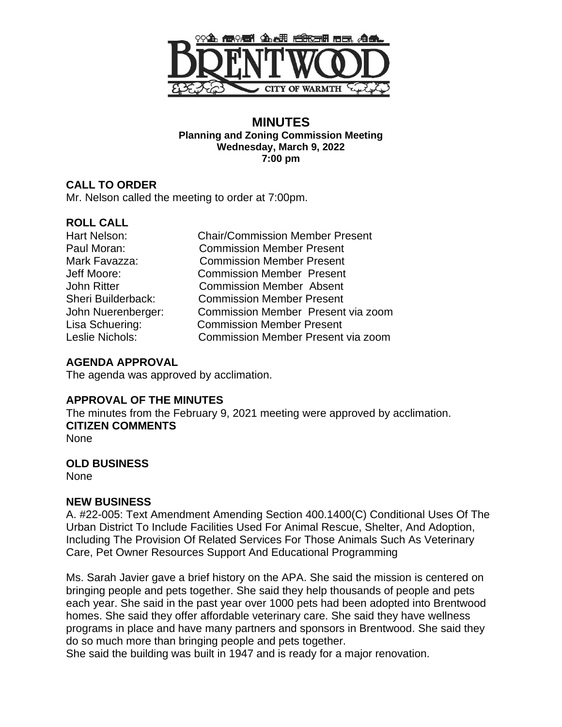BRENTWOOD

CITY OF WARMTH

# MINUTES

**Planning and Zoning Commission Meeting**
**Wednesday, March 9, 2022**
**7:00 pm**

## CALL TO ORDER

Mr. Nelson called the meeting to order at 7:00pm.

## ROLL CALL

| | |
|---|---|
| Hart Nelson: | Chair/Commission Member Present |
| Paul Moran: | Commission Member Present |
| Mark Favazza: | Commission Member Present |
| Jeff Moore: | Commission Member Present |
| John Ritter | Commission Member Absent |
| Sheri Builderback: | Commission Member Present |
| John Nuerenberger: | Commission Member Present via zoom |
| Lisa Schuering: | Commission Member Present |
| Leslie Nichols: | Commission Member Present via zoom |

## AGENDA APPROVAL

The agenda was approved by acclimation.

## APPROVAL OF THE MINUTES

The minutes from the February 9, 2021 meeting were approved by acclimation.

## CITIZEN COMMENTS

None

## OLD BUSINESS

None

## NEW BUSINESS

A. #22-005: Text Amendment Amending Section 400.1400(C) Conditional Uses Of The Urban District To Include Facilities Used For Animal Rescue, Shelter, And Adoption, Including The Provision Of Related Services For Those Animals Such As Veterinary Care, Pet Owner Resources Support And Educational Programming

Ms. Sarah Javier gave a brief history on the APA. She said the mission is centered on bringing people and pets together. She said they help thousands of people and pets each year. She said in the past year over 1000 pets had been adopted into Brentwood homes. She said they offer affordable veterinary care. She said they have wellness programs in place and have many partners and sponsors in Brentwood. She said they do so much more than bringing people and pets together.

She said the building was built in 1947 and is ready for a major renovation.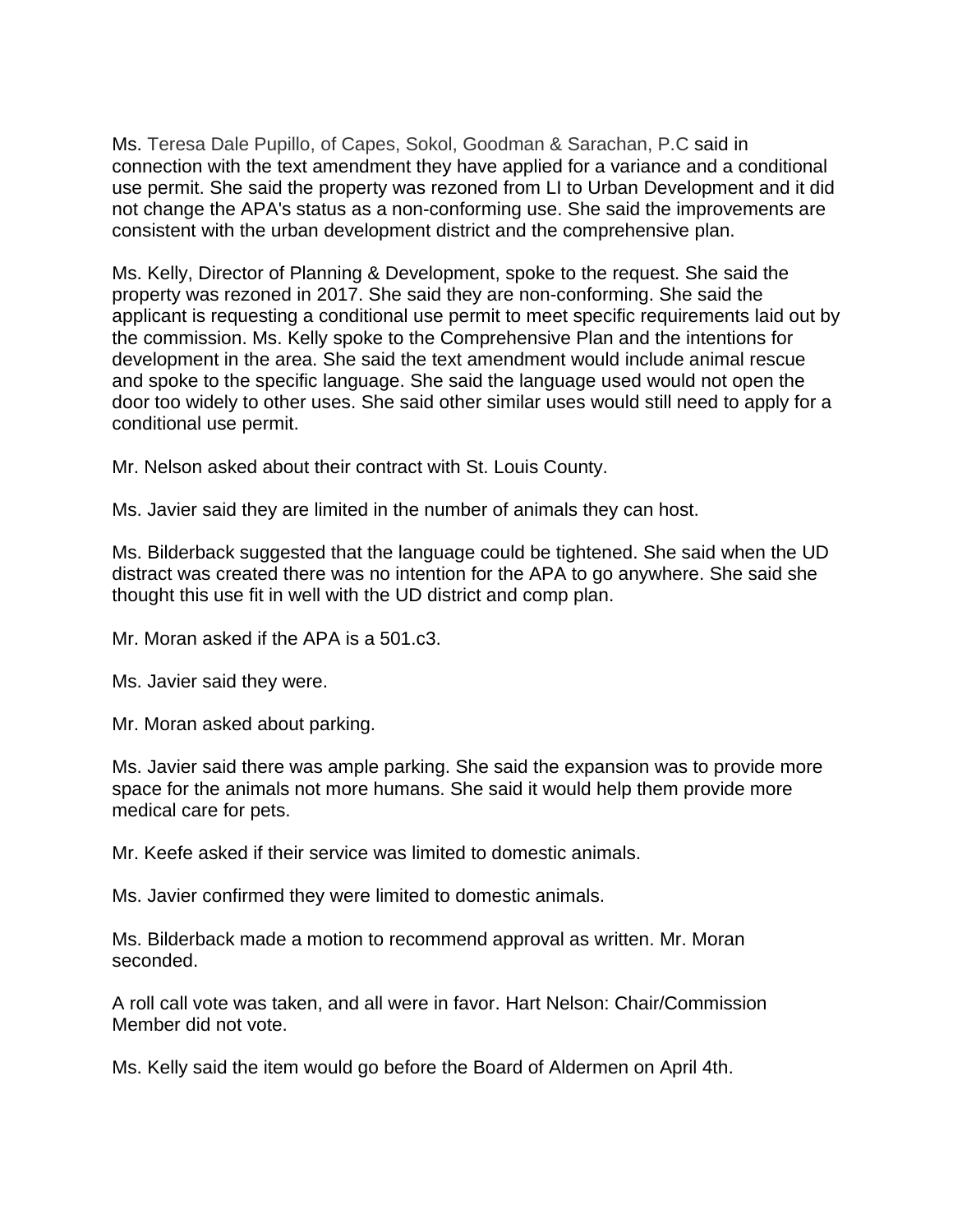Ms. Teresa Dale Pupillo, of Capes, Sokol, Goodman & Sarachan, P.C said in connection with the text amendment they have applied for a variance and a conditional use permit. She said the property was rezoned from LI to Urban Development and it did not change the APA's status as a non-conforming use. She said the improvements are consistent with the urban development district and the comprehensive plan.

Ms. Kelly, Director of Planning & Development, spoke to the request. She said the property was rezoned in 2017. She said they are non-conforming. She said the applicant is requesting a conditional use permit to meet specific requirements laid out by the commission. Ms. Kelly spoke to the Comprehensive Plan and the intentions for development in the area. She said the text amendment would include animal rescue and spoke to the specific language. She said the language used would not open the door too widely to other uses. She said other similar uses would still need to apply for a conditional use permit.

Mr. Nelson asked about their contract with St. Louis County.

Ms. Javier said they are limited in the number of animals they can host.

Ms. Bilderback suggested that the language could be tightened. She said when the UD distract was created there was no intention for the APA to go anywhere. She said she thought this use fit in well with the UD district and comp plan.

Mr. Moran asked if the APA is a 501.c3.

Ms. Javier said they were.

Mr. Moran asked about parking.

Ms. Javier said there was ample parking. She said the expansion was to provide more space for the animals not more humans. She said it would help them provide more medical care for pets.

Mr. Keefe asked if their service was limited to domestic animals.

Ms. Javier confirmed they were limited to domestic animals.

Ms. Bilderback made a motion to recommend approval as written. Mr. Moran seconded.

A roll call vote was taken, and all were in favor. Hart Nelson: Chair/Commission Member did not vote.

Ms. Kelly said the item would go before the Board of Aldermen on April 4th.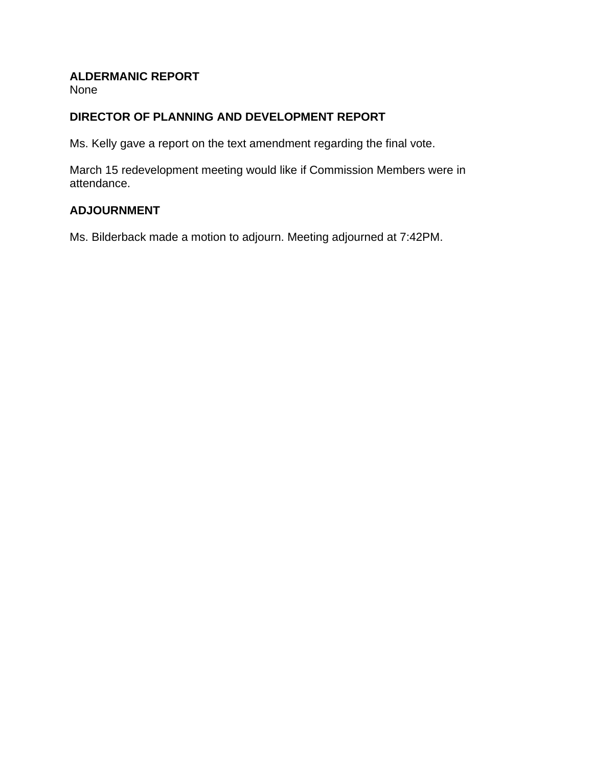**ALDERMANIC REPORT**
None

**DIRECTOR OF PLANNING AND DEVELOPMENT REPORT**

Ms. Kelly gave a report on the text amendment regarding the final vote.

March 15 redevelopment meeting would like if Commission Members were in attendance.

**ADJOURNMENT**

Ms. Bilderback made a motion to adjourn. Meeting adjourned at 7:42PM.